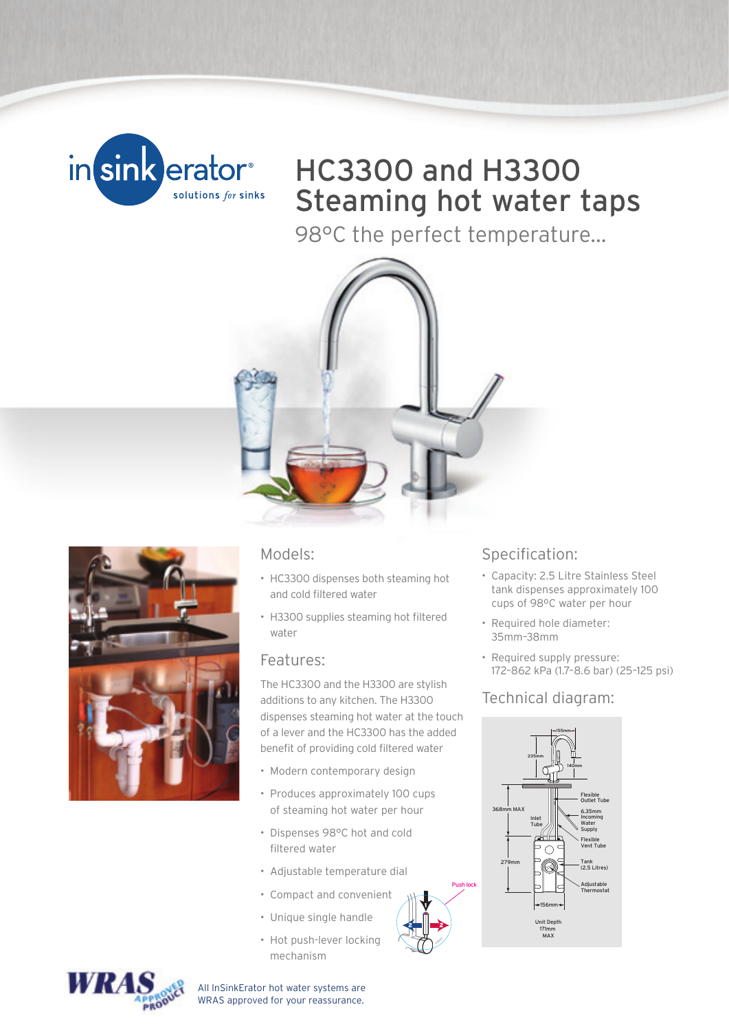insinkerator® solutions for sinks

# HC3300 and H3300 Steaming hot water taps

98°C the perfect temperature...

## Models:

- HC3300 dispenses both steaming hot and cold filtered water
- H3300 supplies steaming hot filtered water

## Features:

The HC3300 and the H3300 are stylish additions to any kitchen. The H3300 dispenses steaming hot water at the touch of a lever and the HC3300 has the added benefit of providing cold filtered water

- Modern contemporary design
- Produces approximately 100 cups of steaming hot water per hour
- Dispenses 98°C hot and cold filtered water
- Adjustable temperature dial
- Compact and convenient
- Unique single handle
- Hot push-lever locking mechanism

Push lock

## Specification:

- Capacity: 2.5 Litre Stainless Steel tank dispenses approximately 100 cups of 98°C water per hour
- Required hole diameter: 35mm–38mm
- Required supply pressure: 172–862 kPa (1.7–8.6 bar) (25–125 psi)

## Technical diagram:

155mm
235mm
140mm
368mm MAX
Flexible Outlet Tube
Inlet Tube
6.35mm Incoming Water Supply
Flexible Vent Tube
279mm
Tank (2.5 Litres)
Adjustable Thermostat
156mm
Unit Depth 171mm MAX

WRAS APPROVED PRODUCT

All InSinkErator hot water systems are WRAS approved for your reassurance.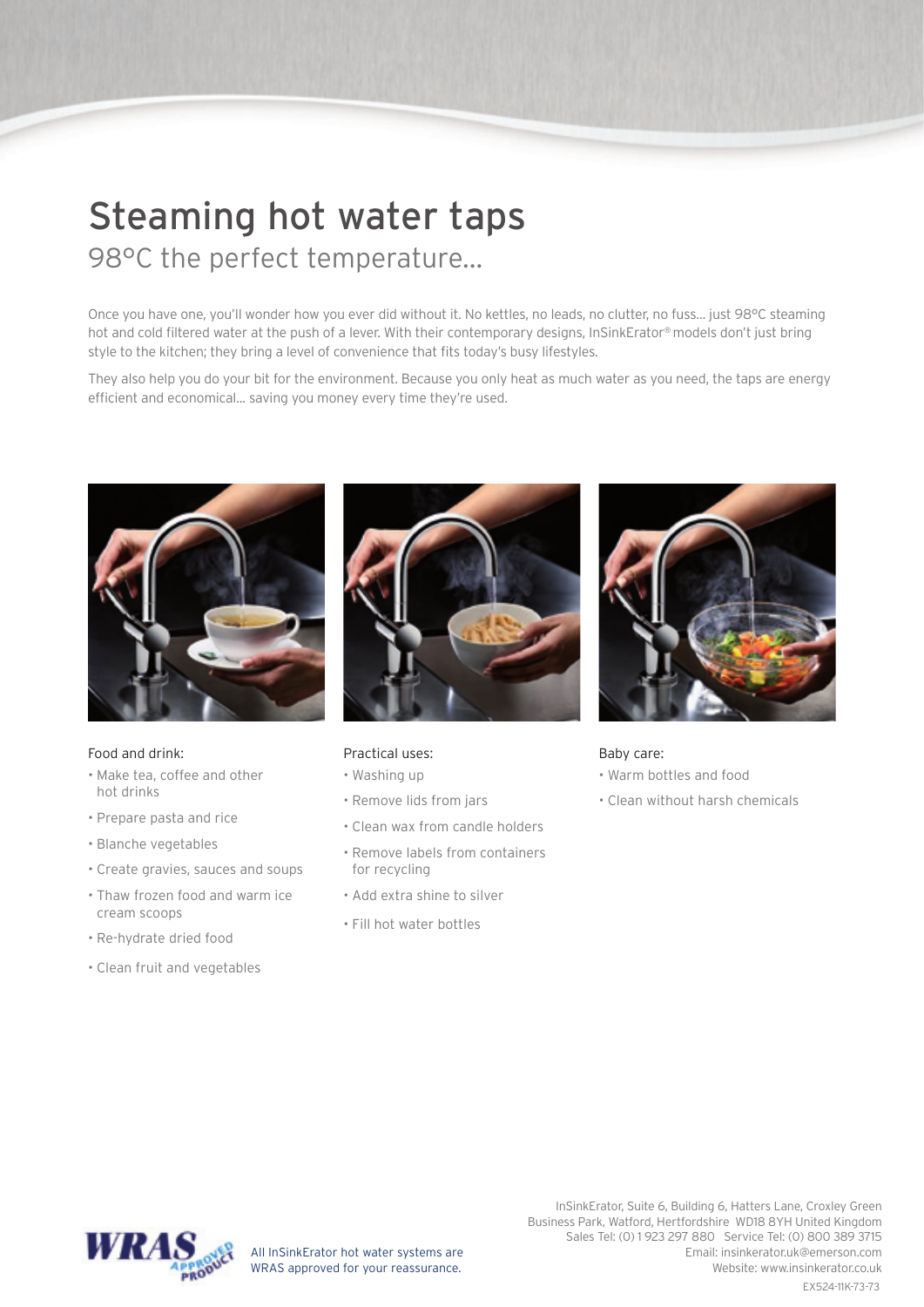# Steaming hot water taps

## 98°C the perfect temperature...

Once you have one, you'll wonder how you ever did without it. No kettles, no leads, no clutter, no fuss... just 98°C steaming hot and cold filtered water at the push of a lever. With their contemporary designs, InSinkErator® models don't just bring style to the kitchen; they bring a level of convenience that fits today's busy lifestyles.

They also help you do your bit for the environment. Because you only heat as much water as you need, the taps are energy efficient and economical... saving you money every time they're used.

Food and drink:

- Make tea, coffee and other hot drinks
- Prepare pasta and rice
- Blanche vegetables
- Create gravies, sauces and soups
- Thaw frozen food and warm ice cream scoops
- Re-hydrate dried food
- Clean fruit and vegetables

Practical uses:

- Washing up
- Remove lids from jars
- Clean wax from candle holders
- Remove labels from containers for recycling
- Add extra shine to silver
- Fill hot water bottles

Baby care:

- Warm bottles and food
- Clean without harsh chemicals

WRAS APPROVED PRODUCT

All InSinkErator hot water systems are WRAS approved for your reassurance.

InSinkErator, Suite 6, Building 6, Hatters Lane, Croxley Green Business Park, Watford, Hertfordshire WD18 8YH United Kingdom
Sales Tel: (0) 1 923 297 880 Service Tel: (0) 800 389 3715
Email: insinkerator.uk@emerson.com
Website: www.insinkerator.co.uk

EX524-11K-73-73